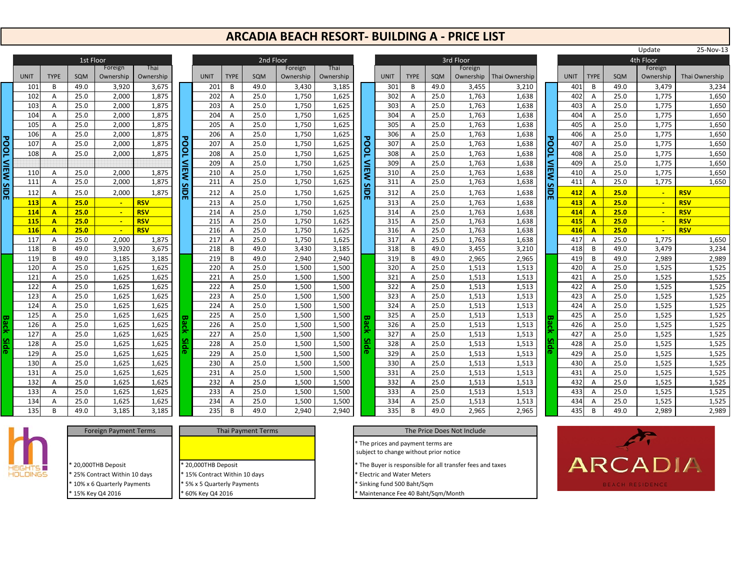# ARCADIA BEACH RESORT- BUILDING A - PRICE LIST

Update 25-Nov-13

| Side | 1st Floor | | | | | 2nd Floor | | | | | 3rd Floor | | | | | 4th Floor | | | | |
|---|---|---|---|---|---|---|---|---|---|---|---|---|---|---|---|---|---|---|---|---|
| | UNIT | TYPE | SQM | Foreign Ownership | Thai Ownership | UNIT | TYPE | SQM | Foreign Ownership | Thai Ownership | UNIT | TYPE | SQM | Foreign Ownership | Thai Ownership | UNIT | TYPE | SQM | Foreign Ownership | Thai Ownership |
| POOL VIEW SIDE | 101 | B | 49.0 | 3,920 | 3,675 | 201 | B | 49.0 | 3,430 | 3,185 | 301 | B | 49.0 | 3,455 | 3,210 | 401 | B | 49.0 | 3,479 | 3,234 |
| POOL VIEW SIDE | 102 | A | 25.0 | 2,000 | 1,875 | 202 | A | 25.0 | 1,750 | 1,625 | 302 | A | 25.0 | 1,763 | 1,638 | 402 | A | 25.0 | 1,775 | 1,650 |
| POOL VIEW SIDE | 103 | A | 25.0 | 2,000 | 1,875 | 203 | A | 25.0 | 1,750 | 1,625 | 303 | A | 25.0 | 1,763 | 1,638 | 403 | A | 25.0 | 1,775 | 1,650 |
| POOL VIEW SIDE | 104 | A | 25.0 | 2,000 | 1,875 | 204 | A | 25.0 | 1,750 | 1,625 | 304 | A | 25.0 | 1,763 | 1,638 | 404 | A | 25.0 | 1,775 | 1,650 |
| POOL VIEW SIDE | 105 | A | 25.0 | 2,000 | 1,875 | 205 | A | 25.0 | 1,750 | 1,625 | 305 | A | 25.0 | 1,763 | 1,638 | 405 | A | 25.0 | 1,775 | 1,650 |
| POOL VIEW SIDE | 106 | A | 25.0 | 2,000 | 1,875 | 206 | A | 25.0 | 1,750 | 1,625 | 306 | A | 25.0 | 1,763 | 1,638 | 406 | A | 25.0 | 1,775 | 1,650 |
| POOL VIEW SIDE | 107 | A | 25.0 | 2,000 | 1,875 | 207 | A | 25.0 | 1,750 | 1,625 | 307 | A | 25.0 | 1,763 | 1,638 | 407 | A | 25.0 | 1,775 | 1,650 |
| POOL VIEW SIDE | 108 | A | 25.0 | 2,000 | 1,875 | 208 | A | 25.0 | 1,750 | 1,625 | 308 | A | 25.0 | 1,763 | 1,638 | 408 | A | 25.0 | 1,775 | 1,650 |
| POOL VIEW SIDE | | | | | | 209 | A | 25.0 | 1,750 | 1,625 | 309 | A | 25.0 | 1,763 | 1,638 | 409 | A | 25.0 | 1,775 | 1,650 |
| POOL VIEW SIDE | 110 | A | 25.0 | 2,000 | 1,875 | 210 | A | 25.0 | 1,750 | 1,625 | 310 | A | 25.0 | 1,763 | 1,638 | 410 | A | 25.0 | 1,775 | 1,650 |
| POOL VIEW SIDE | 111 | A | 25.0 | 2,000 | 1,875 | 211 | A | 25.0 | 1,750 | 1,625 | 311 | A | 25.0 | 1,763 | 1,638 | 411 | A | 25.0 | 1,775 | 1,650 |
| POOL VIEW SIDE | 112 | A | 25.0 | 2,000 | 1,875 | 212 | A | 25.0 | 1,750 | 1,625 | 312 | A | 25.0 | 1,763 | 1,638 | **412** | **A** | **25.0** | **-** | **RSV** |
| POOL VIEW SIDE | **113** | **A** | **25.0** | **-** | **RSV** | 213 | A | 25.0 | 1,750 | 1,625 | 313 | A | 25.0 | 1,763 | 1,638 | **413** | **A** | **25.0** | **-** | **RSV** |
| POOL VIEW SIDE | **114** | **A** | **25.0** | **-** | **RSV** | 214 | A | 25.0 | 1,750 | 1,625 | 314 | A | 25.0 | 1,763 | 1,638 | **414** | **A** | **25.0** | **-** | **RSV** |
| POOL VIEW SIDE | **115** | **A** | **25.0** | **-** | **RSV** | 215 | A | 25.0 | 1,750 | 1,625 | 315 | A | 25.0 | 1,763 | 1,638 | **415** | **A** | **25.0** | **-** | **RSV** |
| POOL VIEW SIDE | **116** | **A** | **25.0** | **-** | **RSV** | 216 | A | 25.0 | 1,750 | 1,625 | 316 | A | 25.0 | 1,763 | 1,638 | **416** | **A** | **25.0** | **-** | **RSV** |
| POOL VIEW SIDE | 117 | A | 25.0 | 2,000 | 1,875 | 217 | A | 25.0 | 1,750 | 1,625 | 317 | A | 25.0 | 1,763 | 1,638 | 417 | A | 25.0 | 1,775 | 1,650 |
| POOL VIEW SIDE | 118 | B | 49.0 | 3,920 | 3,675 | 218 | B | 49.0 | 3,430 | 3,185 | 318 | B | 49.0 | 3,455 | 3,210 | 418 | B | 49.0 | 3,479 | 3,234 |
| Back Side | 119 | B | 49.0 | 3,185 | 3,185 | 219 | B | 49.0 | 2,940 | 2,940 | 319 | B | 49.0 | 2,965 | 2,965 | 419 | B | 49.0 | 2,989 | 2,989 |
| Back Side | 120 | A | 25.0 | 1,625 | 1,625 | 220 | A | 25.0 | 1,500 | 1,500 | 320 | A | 25.0 | 1,513 | 1,513 | 420 | A | 25.0 | 1,525 | 1,525 |
| Back Side | 121 | A | 25.0 | 1,625 | 1,625 | 221 | A | 25.0 | 1,500 | 1,500 | 321 | A | 25.0 | 1,513 | 1,513 | 421 | A | 25.0 | 1,525 | 1,525 |
| Back Side | 122 | A | 25.0 | 1,625 | 1,625 | 222 | A | 25.0 | 1,500 | 1,500 | 322 | A | 25.0 | 1,513 | 1,513 | 422 | A | 25.0 | 1,525 | 1,525 |
| Back Side | 123 | A | 25.0 | 1,625 | 1,625 | 223 | A | 25.0 | 1,500 | 1,500 | 323 | A | 25.0 | 1,513 | 1,513 | 423 | A | 25.0 | 1,525 | 1,525 |
| Back Side | 124 | A | 25.0 | 1,625 | 1,625 | 224 | A | 25.0 | 1,500 | 1,500 | 324 | A | 25.0 | 1,513 | 1,513 | 424 | A | 25.0 | 1,525 | 1,525 |
| Back Side | 125 | A | 25.0 | 1,625 | 1,625 | 225 | A | 25.0 | 1,500 | 1,500 | 325 | A | 25.0 | 1,513 | 1,513 | 425 | A | 25.0 | 1,525 | 1,525 |
| Back Side | 126 | A | 25.0 | 1,625 | 1,625 | 226 | A | 25.0 | 1,500 | 1,500 | 326 | A | 25.0 | 1,513 | 1,513 | 426 | A | 25.0 | 1,525 | 1,525 |
| Back Side | 127 | A | 25.0 | 1,625 | 1,625 | 227 | A | 25.0 | 1,500 | 1,500 | 327 | A | 25.0 | 1,513 | 1,513 | 427 | A | 25.0 | 1,525 | 1,525 |
| Back Side | 128 | A | 25.0 | 1,625 | 1,625 | 228 | A | 25.0 | 1,500 | 1,500 | 328 | A | 25.0 | 1,513 | 1,513 | 428 | A | 25.0 | 1,525 | 1,525 |
| Back Side | 129 | A | 25.0 | 1,625 | 1,625 | 229 | A | 25.0 | 1,500 | 1,500 | 329 | A | 25.0 | 1,513 | 1,513 | 429 | A | 25.0 | 1,525 | 1,525 |
| Back Side | 130 | A | 25.0 | 1,625 | 1,625 | 230 | A | 25.0 | 1,500 | 1,500 | 330 | A | 25.0 | 1,513 | 1,513 | 430 | A | 25.0 | 1,525 | 1,525 |
| Back Side | 131 | A | 25.0 | 1,625 | 1,625 | 231 | A | 25.0 | 1,500 | 1,500 | 331 | A | 25.0 | 1,513 | 1,513 | 431 | A | 25.0 | 1,525 | 1,525 |
| Back Side | 132 | A | 25.0 | 1,625 | 1,625 | 232 | A | 25.0 | 1,500 | 1,500 | 332 | A | 25.0 | 1,513 | 1,513 | 432 | A | 25.0 | 1,525 | 1,525 |
| Back Side | 133 | A | 25.0 | 1,625 | 1,625 | 233 | A | 25.0 | 1,500 | 1,500 | 333 | A | 25.0 | 1,513 | 1,513 | 433 | A | 25.0 | 1,525 | 1,525 |
| Back Side | 134 | A | 25.0 | 1,625 | 1,625 | 234 | A | 25.0 | 1,500 | 1,500 | 334 | A | 25.0 | 1,513 | 1,513 | 434 | A | 25.0 | 1,525 | 1,525 |
| Back Side | 135 | B | 49.0 | 3,185 | 3,185 | 235 | B | 49.0 | 2,940 | 2,940 | 335 | B | 49.0 | 2,965 | 2,965 | 435 | B | 49.0 | 2,989 | 2,989 |

HEIGHTS HOLDINGS

| Foreign Payment Terms |
|---|
| * 20,000THB Deposit |
| * 25% Contract Within 10 days |
| * 10% x 6 Quarterly Payments |
| * 15% Key Q4 2016 |

| Thai Payment Terms |
|---|
| * 20,000THB Deposit |
| * 15% Contract Within 10 days |
| * 5% x 5 Quarterly Payments |
| * 60% Key Q4 2016 |

| The Price Does Not Include |
|---|
| * The prices and payment terms are subject to change without prior notice |
| * The Buyer is responsible for all transfer fees and taxes |
| * Electric and Water Meters |
| * Sinking fund 500 Baht/Sqm |
| * Maintenance Fee 40 Baht/Sqm/Month |

ARCADIA BEACH RESIDENCE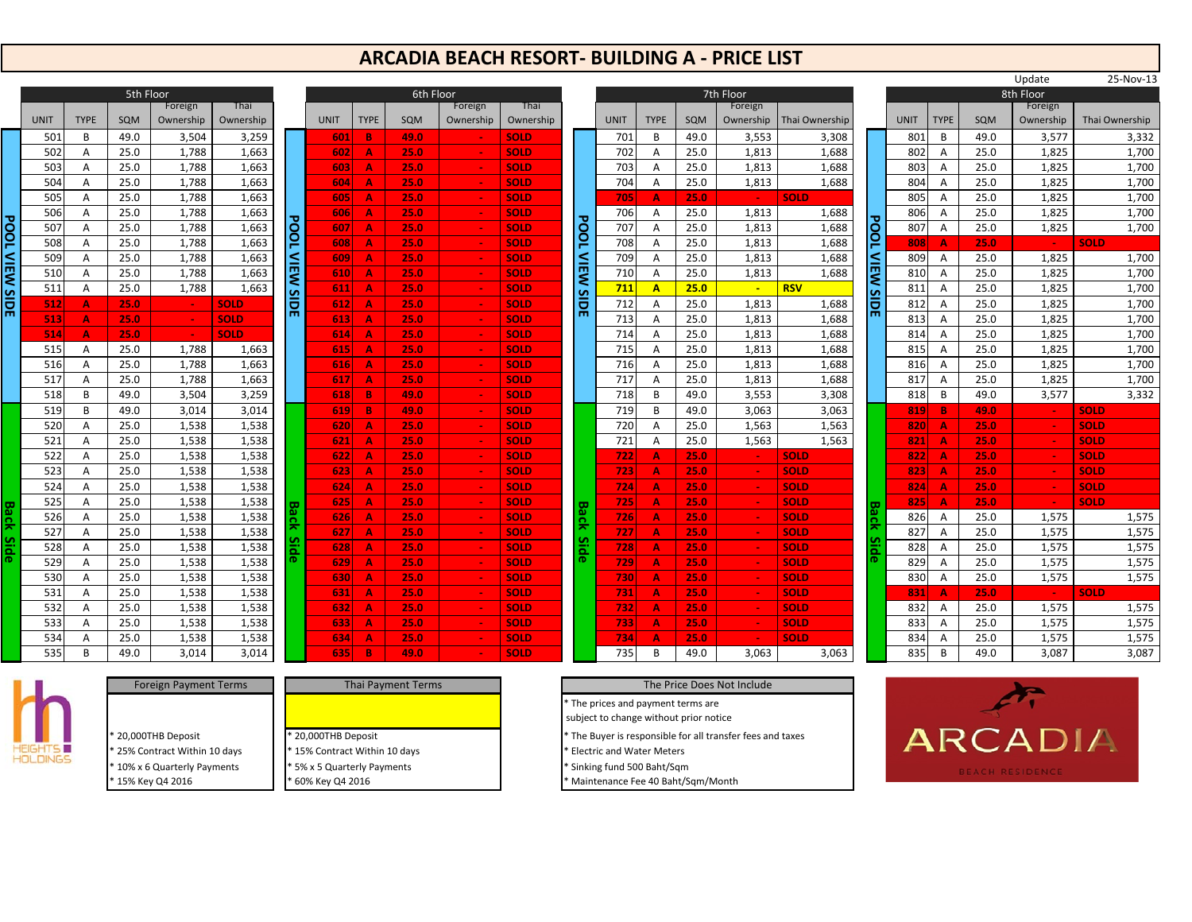# ARCADIA BEACH RESORT- BUILDING A - PRICE LIST

Update 25-Nov-13

## 5th Floor

| Side | UNIT | TYPE | SQM | Foreign Ownership | Thai Ownership |
|---|---|---|---|---|---|
| POOL VIEW SIDE | 501 | B | 49.0 | 3,504 | 3,259 |
| | 502 | A | 25.0 | 1,788 | 1,663 |
| | 503 | A | 25.0 | 1,788 | 1,663 |
| | 504 | A | 25.0 | 1,788 | 1,663 |
| | 505 | A | 25.0 | 1,788 | 1,663 |
| | 506 | A | 25.0 | 1,788 | 1,663 |
| | 507 | A | 25.0 | 1,788 | 1,663 |
| | 508 | A | 25.0 | 1,788 | 1,663 |
| | 509 | A | 25.0 | 1,788 | 1,663 |
| | 510 | A | 25.0 | 1,788 | 1,663 |
| | 511 | A | 25.0 | 1,788 | 1,663 |
| | 512 | A | 25.0 | - | SOLD |
| | 513 | A | 25.0 | - | SOLD |
| | 514 | A | 25.0 | - | SOLD |
| | 515 | A | 25.0 | 1,788 | 1,663 |
| | 516 | A | 25.0 | 1,788 | 1,663 |
| | 517 | A | 25.0 | 1,788 | 1,663 |
| | 518 | B | 49.0 | 3,504 | 3,259 |
| Back Side | 519 | B | 49.0 | 3,014 | 3,014 |
| | 520 | A | 25.0 | 1,538 | 1,538 |
| | 521 | A | 25.0 | 1,538 | 1,538 |
| | 522 | A | 25.0 | 1,538 | 1,538 |
| | 523 | A | 25.0 | 1,538 | 1,538 |
| | 524 | A | 25.0 | 1,538 | 1,538 |
| | 525 | A | 25.0 | 1,538 | 1,538 |
| | 526 | A | 25.0 | 1,538 | 1,538 |
| | 527 | A | 25.0 | 1,538 | 1,538 |
| | 528 | A | 25.0 | 1,538 | 1,538 |
| | 529 | A | 25.0 | 1,538 | 1,538 |
| | 530 | A | 25.0 | 1,538 | 1,538 |
| | 531 | A | 25.0 | 1,538 | 1,538 |
| | 532 | A | 25.0 | 1,538 | 1,538 |
| | 533 | A | 25.0 | 1,538 | 1,538 |
| | 534 | A | 25.0 | 1,538 | 1,538 |
| | 535 | B | 49.0 | 3,014 | 3,014 |

## 6th Floor

| Side | UNIT | TYPE | SQM | Foreign Ownership | Thai Ownership |
|---|---|---|---|---|---|
| POOL VIEW SIDE | 601 | B | 49.0 | - | SOLD |
| | 602 | A | 25.0 | - | SOLD |
| | 603 | A | 25.0 | - | SOLD |
| | 604 | A | 25.0 | - | SOLD |
| | 605 | A | 25.0 | - | SOLD |
| | 606 | A | 25.0 | - | SOLD |
| | 607 | A | 25.0 | - | SOLD |
| | 608 | A | 25.0 | - | SOLD |
| | 609 | A | 25.0 | - | SOLD |
| | 610 | A | 25.0 | - | SOLD |
| | 611 | A | 25.0 | - | SOLD |
| | 612 | A | 25.0 | - | SOLD |
| | 613 | A | 25.0 | - | SOLD |
| | 614 | A | 25.0 | - | SOLD |
| | 615 | A | 25.0 | - | SOLD |
| | 616 | A | 25.0 | - | SOLD |
| | 617 | A | 25.0 | - | SOLD |
| | 618 | B | 49.0 | - | SOLD |
| Back Side | 619 | B | 49.0 | - | SOLD |
| | 620 | A | 25.0 | - | SOLD |
| | 621 | A | 25.0 | - | SOLD |
| | 622 | A | 25.0 | - | SOLD |
| | 623 | A | 25.0 | - | SOLD |
| | 624 | A | 25.0 | - | SOLD |
| | 625 | A | 25.0 | - | SOLD |
| | 626 | A | 25.0 | - | SOLD |
| | 627 | A | 25.0 | - | SOLD |
| | 628 | A | 25.0 | - | SOLD |
| | 629 | A | 25.0 | - | SOLD |
| | 630 | A | 25.0 | - | SOLD |
| | 631 | A | 25.0 | - | SOLD |
| | 632 | A | 25.0 | - | SOLD |
| | 633 | A | 25.0 | - | SOLD |
| | 634 | A | 25.0 | - | SOLD |
| | 635 | B | 49.0 | - | SOLD |

## 7th Floor

| Side | UNIT | TYPE | SQM | Foreign Ownership | Thai Ownership |
|---|---|---|---|---|---|
| POOL VIEW SIDE | 701 | B | 49.0 | 3,553 | 3,308 |
| | 702 | A | 25.0 | 1,813 | 1,688 |
| | 703 | A | 25.0 | 1,813 | 1,688 |
| | 704 | A | 25.0 | 1,813 | 1,688 |
| | 705 | A | 25.0 | - | SOLD |
| | 706 | A | 25.0 | 1,813 | 1,688 |
| | 707 | A | 25.0 | 1,813 | 1,688 |
| | 708 | A | 25.0 | 1,813 | 1,688 |
| | 709 | A | 25.0 | 1,813 | 1,688 |
| | 710 | A | 25.0 | 1,813 | 1,688 |
| | 711 | A | 25.0 | - | RSV |
| | 712 | A | 25.0 | 1,813 | 1,688 |
| | 713 | A | 25.0 | 1,813 | 1,688 |
| | 714 | A | 25.0 | 1,813 | 1,688 |
| | 715 | A | 25.0 | 1,813 | 1,688 |
| | 716 | A | 25.0 | 1,813 | 1,688 |
| | 717 | A | 25.0 | 1,813 | 1,688 |
| | 718 | B | 49.0 | 3,553 | 3,308 |
| Back Side | 719 | B | 49.0 | 3,063 | 3,063 |
| | 720 | A | 25.0 | 1,563 | 1,563 |
| | 721 | A | 25.0 | 1,563 | 1,563 |
| | 722 | A | 25.0 | - | SOLD |
| | 723 | A | 25.0 | - | SOLD |
| | 724 | A | 25.0 | - | SOLD |
| | 725 | A | 25.0 | - | SOLD |
| | 726 | A | 25.0 | - | SOLD |
| | 727 | A | 25.0 | - | SOLD |
| | 728 | A | 25.0 | - | SOLD |
| | 729 | A | 25.0 | - | SOLD |
| | 730 | A | 25.0 | - | SOLD |
| | 731 | A | 25.0 | - | SOLD |
| | 732 | A | 25.0 | - | SOLD |
| | 733 | A | 25.0 | - | SOLD |
| | 734 | A | 25.0 | - | SOLD |
| | 735 | B | 49.0 | 3,063 | 3,063 |

## 8th Floor

| Side | UNIT | TYPE | SQM | Foreign Ownership | Thai Ownership |
|---|---|---|---|---|---|
| POOL VIEW SIDE | 801 | B | 49.0 | 3,577 | 3,332 |
| | 802 | A | 25.0 | 1,825 | 1,700 |
| | 803 | A | 25.0 | 1,825 | 1,700 |
| | 804 | A | 25.0 | 1,825 | 1,700 |
| | 805 | A | 25.0 | 1,825 | 1,700 |
| | 806 | A | 25.0 | 1,825 | 1,700 |
| | 807 | A | 25.0 | 1,825 | 1,700 |
| | 808 | A | 25.0 | - | SOLD |
| | 809 | A | 25.0 | 1,825 | 1,700 |
| | 810 | A | 25.0 | 1,825 | 1,700 |
| | 811 | A | 25.0 | 1,825 | 1,700 |
| | 812 | A | 25.0 | 1,825 | 1,700 |
| | 813 | A | 25.0 | 1,825 | 1,700 |
| | 814 | A | 25.0 | 1,825 | 1,700 |
| | 815 | A | 25.0 | 1,825 | 1,700 |
| | 816 | A | 25.0 | 1,825 | 1,700 |
| | 817 | A | 25.0 | 1,825 | 1,700 |
| | 818 | B | 49.0 | 3,577 | 3,332 |
| Back Side | 819 | B | 49.0 | - | SOLD |
| | 820 | A | 25.0 | - | SOLD |
| | 821 | A | 25.0 | - | SOLD |
| | 822 | A | 25.0 | - | SOLD |
| | 823 | A | 25.0 | - | SOLD |
| | 824 | A | 25.0 | - | SOLD |
| | 825 | A | 25.0 | - | SOLD |
| | 826 | A | 25.0 | 1,575 | 1,575 |
| | 827 | A | 25.0 | 1,575 | 1,575 |
| | 828 | A | 25.0 | 1,575 | 1,575 |
| | 829 | A | 25.0 | 1,575 | 1,575 |
| | 830 | A | 25.0 | 1,575 | 1,575 |
| | 831 | A | 25.0 | - | SOLD |
| | 832 | A | 25.0 | 1,575 | 1,575 |
| | 833 | A | 25.0 | 1,575 | 1,575 |
| | 834 | A | 25.0 | 1,575 | 1,575 |
| | 835 | B | 49.0 | 3,087 | 3,087 |

HEIGHTS HOLDINGS

### Foreign Payment Terms

* 20,000THB Deposit
* 25% Contract Within 10 days
* 10% x 6 Quarterly Payments
* 15% Key Q4 2016

### Thai Payment Terms

* 20,000THB Deposit
* 15% Contract Within 10 days
* 5% x 5 Quarterly Payments
* 60% Key Q4 2016

### The Price Does Not Include

* The prices and payment terms are subject to change without prior notice
* The Buyer is responsible for all transfer fees and taxes
* Electric and Water Meters
* Sinking fund 500 Baht/Sqm
* Maintenance Fee 40 Baht/Sqm/Month

ARCADIA BEACH RESIDENCE